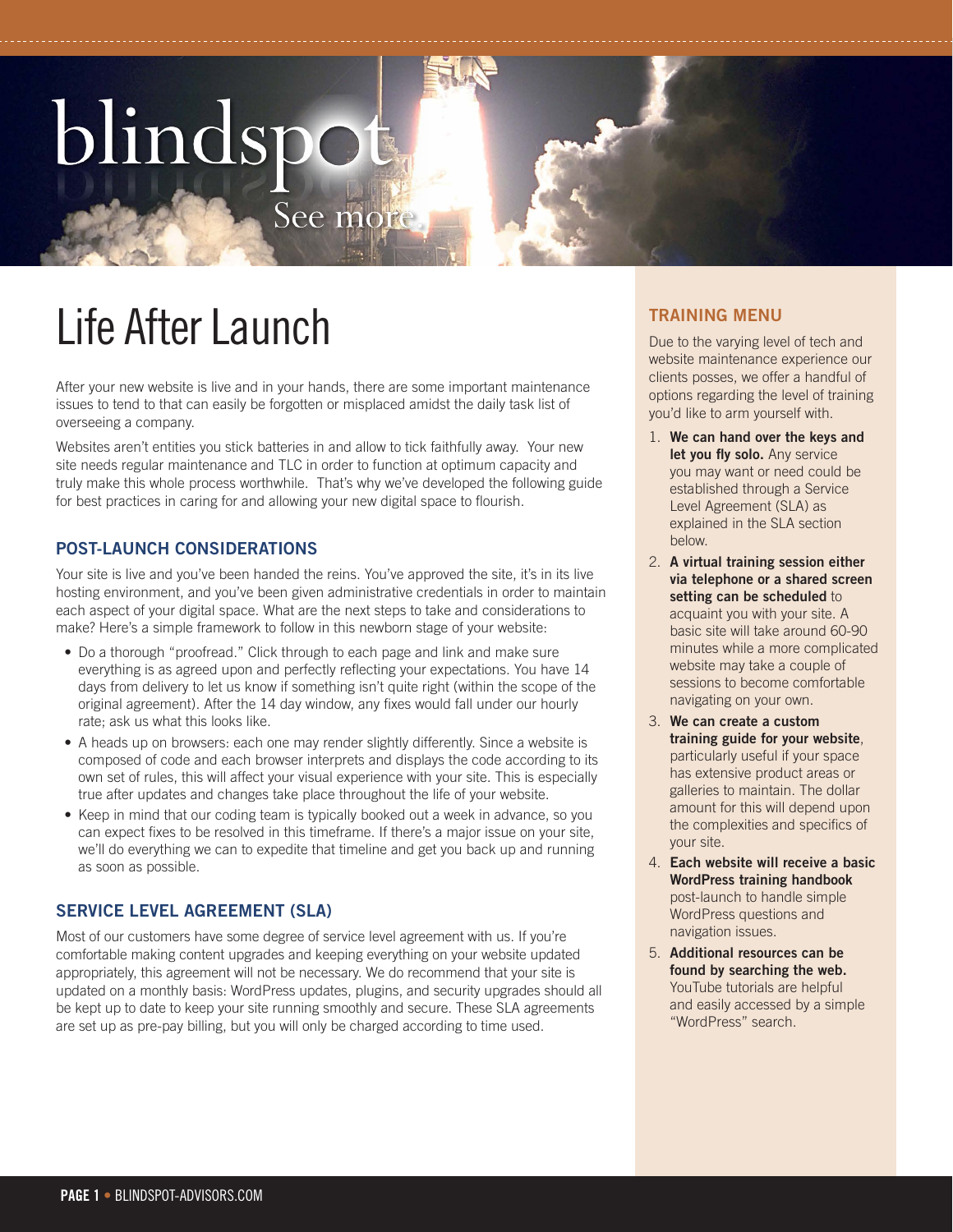blindspot

See more.

# Life After Launch

After your new website is live and in your hands, there are some important maintenance issues to tend to that can easily be forgotten or misplaced amidst the daily task list of overseeing a company.

Websites aren't entities you stick batteries in and allow to tick faithfully away. Your new site needs regular maintenance and TLC in order to function at optimum capacity and truly make this whole process worthwhile. That's why we've developed the following guide for best practices in caring for and allowing your new digital space to flourish.

## POST-LAUNCH CONSIDERATIONS

Your site is live and you've been handed the reins. You've approved the site, it's in its live hosting environment, and you've been given administrative credentials in order to maintain each aspect of your digital space. What are the next steps to take and considerations to make? Here's a simple framework to follow in this newborn stage of your website:

- Do a thorough "proofread." Click through to each page and link and make sure everything is as agreed upon and perfectly reflecting your expectations. You have 14 days from delivery to let us know if something isn't quite right (within the scope of the original agreement). After the 14 day window, any fixes would fall under our hourly rate; ask us what this looks like.
- A heads up on browsers: each one may render slightly differently. Since a website is composed of code and each browser interprets and displays the code according to its own set of rules, this will affect your visual experience with your site. This is especially true after updates and changes take place throughout the life of your website.
- Keep in mind that our coding team is typically booked out a week in advance, so you can expect fixes to be resolved in this timeframe. If there's a major issue on your site, we'll do everything we can to expedite that timeline and get you back up and running as soon as possible.

## SERVICE LEVEL AGREEMENT (SLA)

Most of our customers have some degree of service level agreement with us. If you're comfortable making content upgrades and keeping everything on your website updated appropriately, this agreement will not be necessary. We do recommend that your site is updated on a monthly basis: WordPress updates, plugins, and security upgrades should all be kept up to date to keep your site running smoothly and secure. These SLA agreements are set up as pre-pay billing, but you will only be charged according to time used.

## TRAINING MENU

Due to the varying level of tech and website maintenance experience our clients posses, we offer a handful of options regarding the level of training you'd like to arm yourself with.

1. **We can hand over the keys and let you fly solo.** Any service you may want or need could be established through a Service Level Agreement (SLA) as explained in the SLA section below.
2. **A virtual training session either via telephone or a shared screen setting can be scheduled** to acquaint you with your site. A basic site will take around 60-90 minutes while a more complicated website may take a couple of sessions to become comfortable navigating on your own.
3. **We can create a custom training guide for your website**, particularly useful if your space has extensive product areas or galleries to maintain. The dollar amount for this will depend upon the complexities and specifics of your site.
4. **Each website will receive a basic WordPress training handbook** post-launch to handle simple WordPress questions and navigation issues.
5. **Additional resources can be found by searching the web.** YouTube tutorials are helpful and easily accessed by a simple "WordPress" search.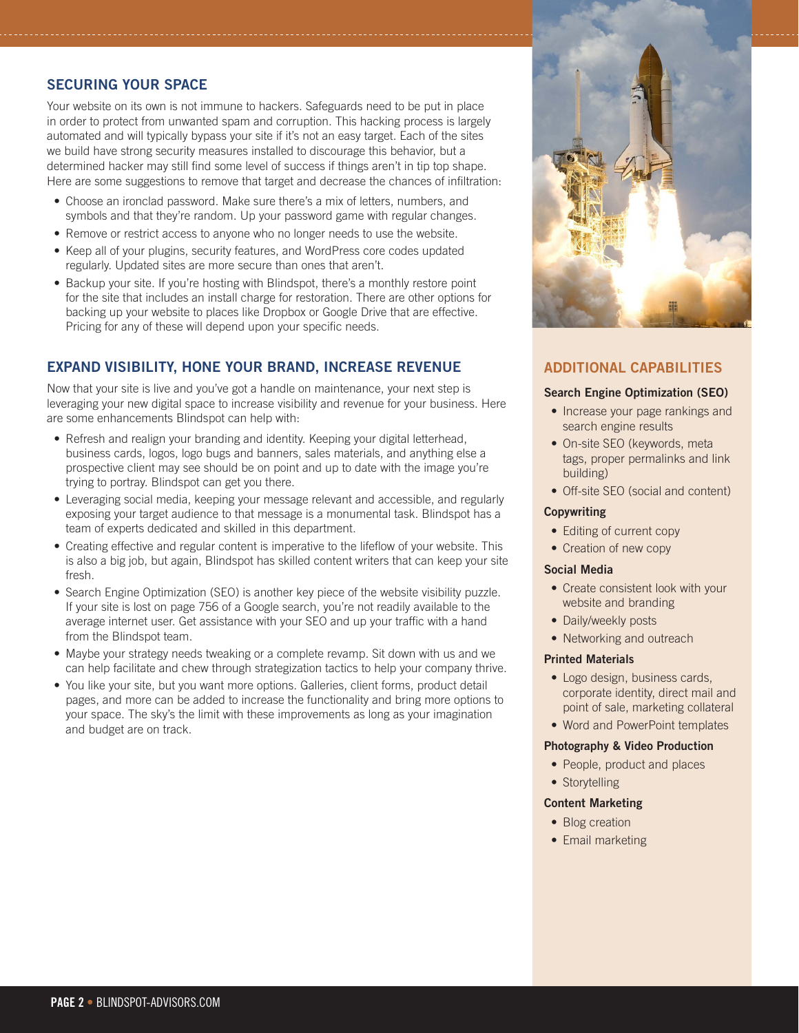## SECURING YOUR SPACE

Your website on its own is not immune to hackers. Safeguards need to be put in place in order to protect from unwanted spam and corruption. This hacking process is largely automated and will typically bypass your site if it's not an easy target. Each of the sites we build have strong security measures installed to discourage this behavior, but a determined hacker may still find some level of success if things aren't in tip top shape. Here are some suggestions to remove that target and decrease the chances of infiltration:

- Choose an ironclad password. Make sure there's a mix of letters, numbers, and symbols and that they're random. Up your password game with regular changes.
- Remove or restrict access to anyone who no longer needs to use the website.
- Keep all of your plugins, security features, and WordPress core codes updated regularly. Updated sites are more secure than ones that aren't.
- Backup your site. If you're hosting with Blindspot, there's a monthly restore point for the site that includes an install charge for restoration. There are other options for backing up your website to places like Dropbox or Google Drive that are effective. Pricing for any of these will depend upon your specific needs.

## EXPAND VISIBILITY, HONE YOUR BRAND, INCREASE REVENUE

Now that your site is live and you've got a handle on maintenance, your next step is leveraging your new digital space to increase visibility and revenue for your business. Here are some enhancements Blindspot can help with:

- Refresh and realign your branding and identity. Keeping your digital letterhead, business cards, logos, logo bugs and banners, sales materials, and anything else a prospective client may see should be on point and up to date with the image you're trying to portray. Blindspot can get you there.
- Leveraging social media, keeping your message relevant and accessible, and regularly exposing your target audience to that message is a monumental task. Blindspot has a team of experts dedicated and skilled in this department.
- Creating effective and regular content is imperative to the lifeflow of your website. This is also a big job, but again, Blindspot has skilled content writers that can keep your site fresh.
- Search Engine Optimization (SEO) is another key piece of the website visibility puzzle. If your site is lost on page 756 of a Google search, you're not readily available to the average internet user. Get assistance with your SEO and up your traffic with a hand from the Blindspot team.
- Maybe your strategy needs tweaking or a complete revamp. Sit down with us and we can help facilitate and chew through strategization tactics to help your company thrive.
- You like your site, but you want more options. Galleries, client forms, product detail pages, and more can be added to increase the functionality and bring more options to your space. The sky's the limit with these improvements as long as your imagination and budget are on track.

## ADDITIONAL CAPABILITIES

### Search Engine Optimization (SEO)

- Increase your page rankings and search engine results
- On-site SEO (keywords, meta tags, proper permalinks and link building)
- Off-site SEO (social and content)

### Copywriting

- Editing of current copy
- Creation of new copy

### Social Media

- Create consistent look with your website and branding
- Daily/weekly posts
- Networking and outreach

### Printed Materials

- Logo design, business cards, corporate identity, direct mail and point of sale, marketing collateral
- Word and PowerPoint templates

### Photography & Video Production

- People, product and places
- Storytelling

### Content Marketing

- Blog creation
- Email marketing